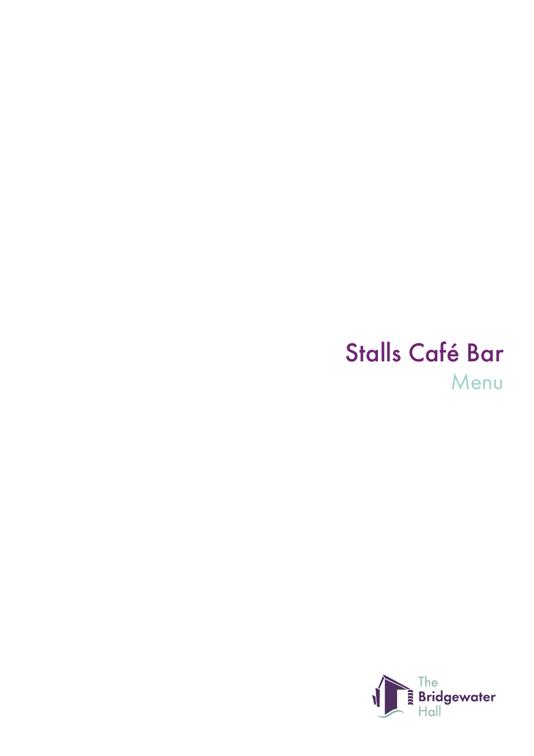# Stalls Café Bar

## Menu

The Bridgewater Hall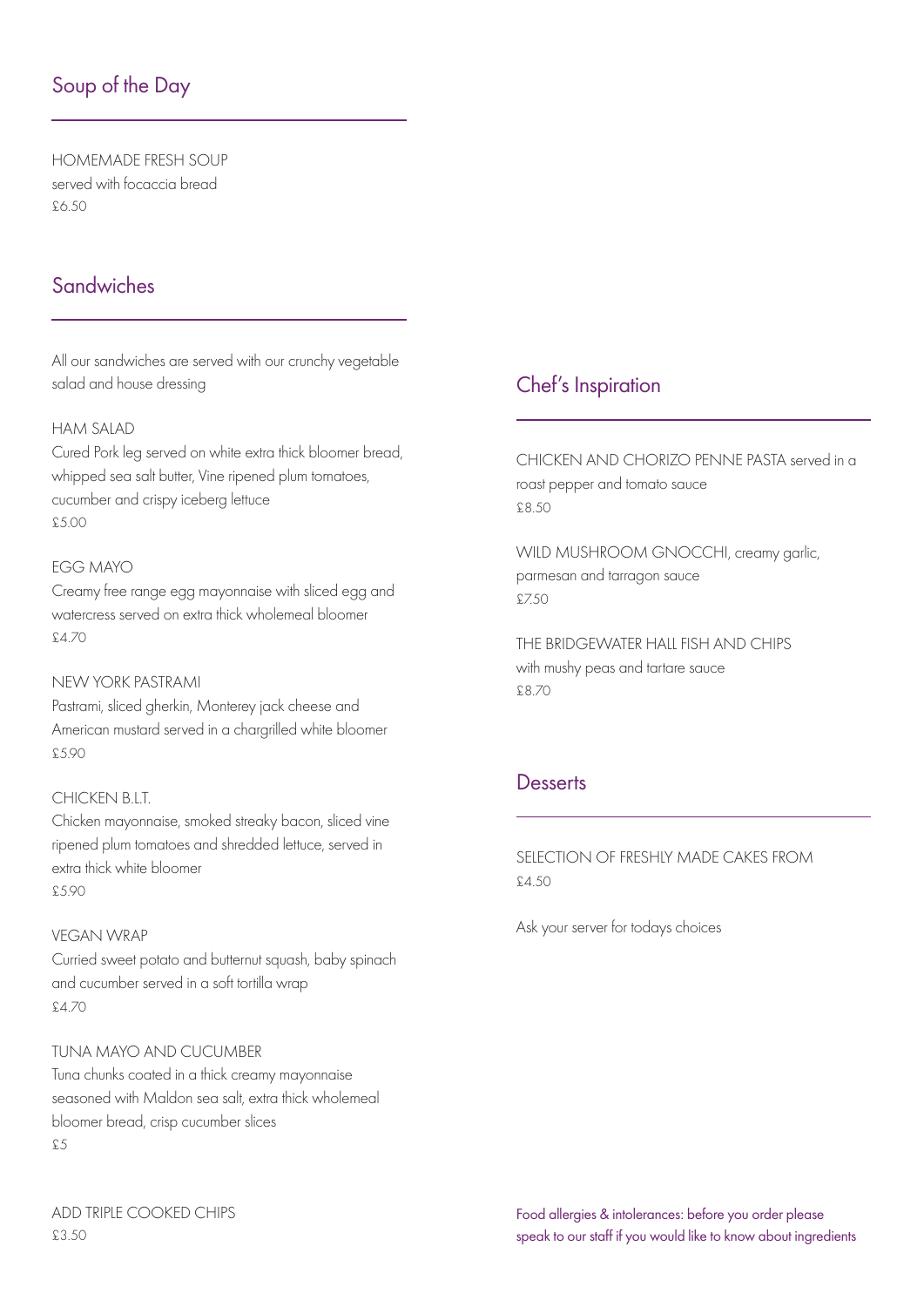## Soup of the Day

HOMEMADE FRESH SOUP
served with focaccia bread
£6.50

## Sandwiches

All our sandwiches are served with our crunchy vegetable salad and house dressing

HAM SALAD
Cured Pork leg served on white extra thick bloomer bread, whipped sea salt butter, Vine ripened plum tomatoes, cucumber and crispy iceberg lettuce
£5.00

EGG MAYO
Creamy free range egg mayonnaise with sliced egg and watercress served on extra thick wholemeal bloomer
£4.70

NEW YORK PASTRAMI
Pastrami, sliced gherkin, Monterey jack cheese and American mustard served in a chargrilled white bloomer
£5.90

CHICKEN B.L.T.
Chicken mayonnaise, smoked streaky bacon, sliced vine ripened plum tomatoes and shredded lettuce, served in extra thick white bloomer
£5.90

VEGAN WRAP
Curried sweet potato and butternut squash, baby spinach and cucumber served in a soft tortilla wrap
£4.70

TUNA MAYO AND CUCUMBER
Tuna chunks coated in a thick creamy mayonnaise seasoned with Maldon sea salt, extra thick wholemeal bloomer bread, crisp cucumber slices
£5

ADD TRIPLE COOKED CHIPS
£3.50

## Chef's Inspiration

CHICKEN AND CHORIZO PENNE PASTA served in a roast pepper and tomato sauce
£8.50

WILD MUSHROOM GNOCCHI, creamy garlic, parmesan and tarragon sauce
£7.50

THE BRIDGEWATER HALL FISH AND CHIPS with mushy peas and tartare sauce
£8.70

## Desserts

SELECTION OF FRESHLY MADE CAKES FROM
£4.50

Ask your server for todays choices

Food allergies & intolerances: before you order please speak to our staff if you would like to know about ingredients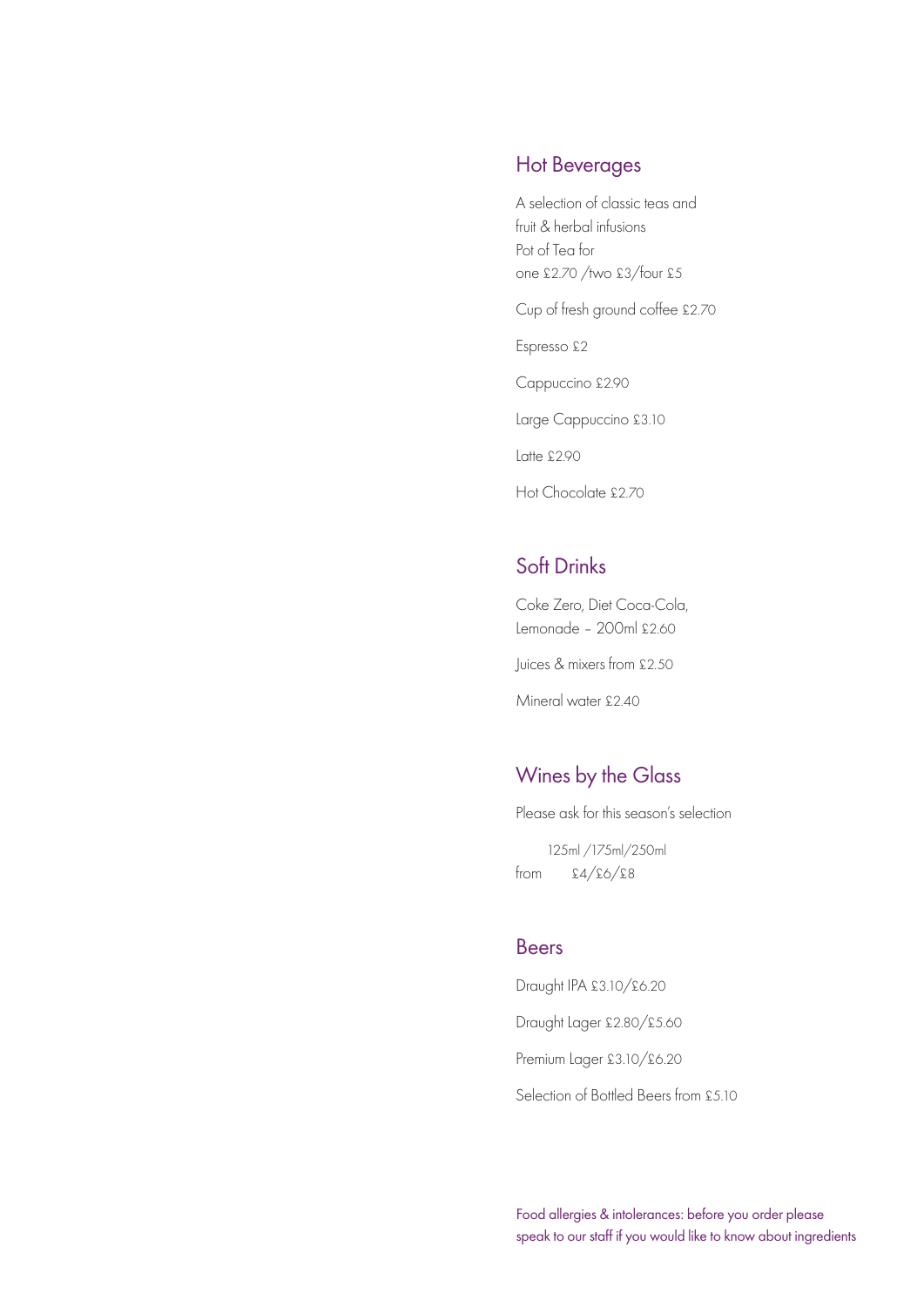## Hot Beverages

A selection of classic teas and
fruit & herbal infusions
Pot of Tea for
one £2.70 /two £3/four £5

Cup of fresh ground coffee £2.70

Espresso £2

Cappuccino £2.90

Large Cappuccino £3.10

Latte £2.90

Hot Chocolate £2.70

## Soft Drinks

Coke Zero, Diet Coca-Cola,
Lemonade – 200ml £2.60

Juices & mixers from £2.50

Mineral water £2.40

## Wines by the Glass

Please ask for this season's selection

| | 125ml /175ml/250ml |
|---|---|
| from | £4/£6/£8 |

## Beers

Draught IPA £3.10/£6.20

Draught Lager £2.80/£5.60

Premium Lager £3.10/£6.20

Selection of Bottled Beers from £5.10

Food allergies & intolerances: before you order please
speak to our staff if you would like to know about ingredients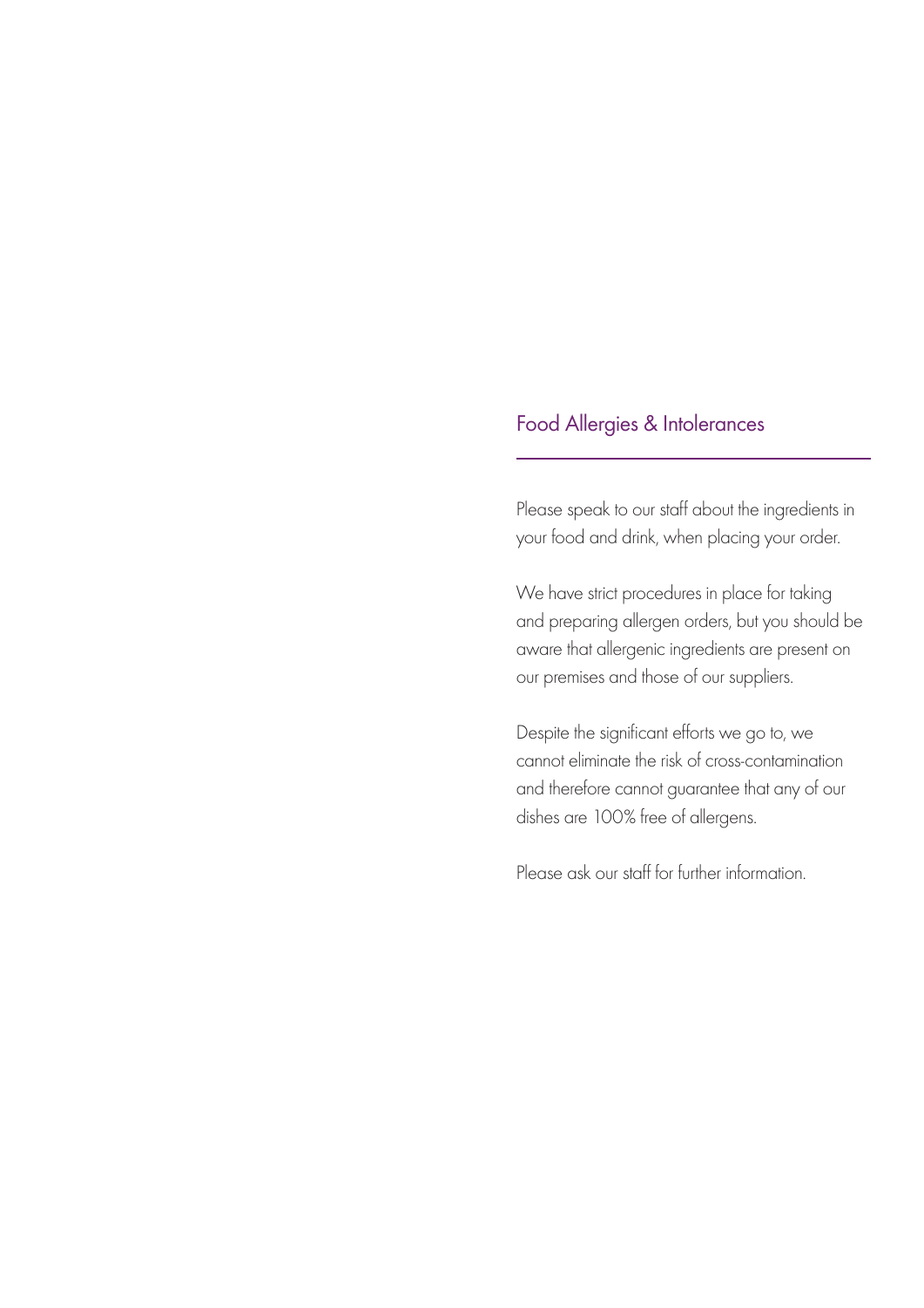## Food Allergies & Intolerances

Please speak to our staff about the ingredients in your food and drink, when placing your order.

We have strict procedures in place for taking and preparing allergen orders, but you should be aware that allergenic ingredients are present on our premises and those of our suppliers.

Despite the significant efforts we go to, we cannot eliminate the risk of cross-contamination and therefore cannot guarantee that any of our dishes are 100% free of allergens.

Please ask our staff for further information.